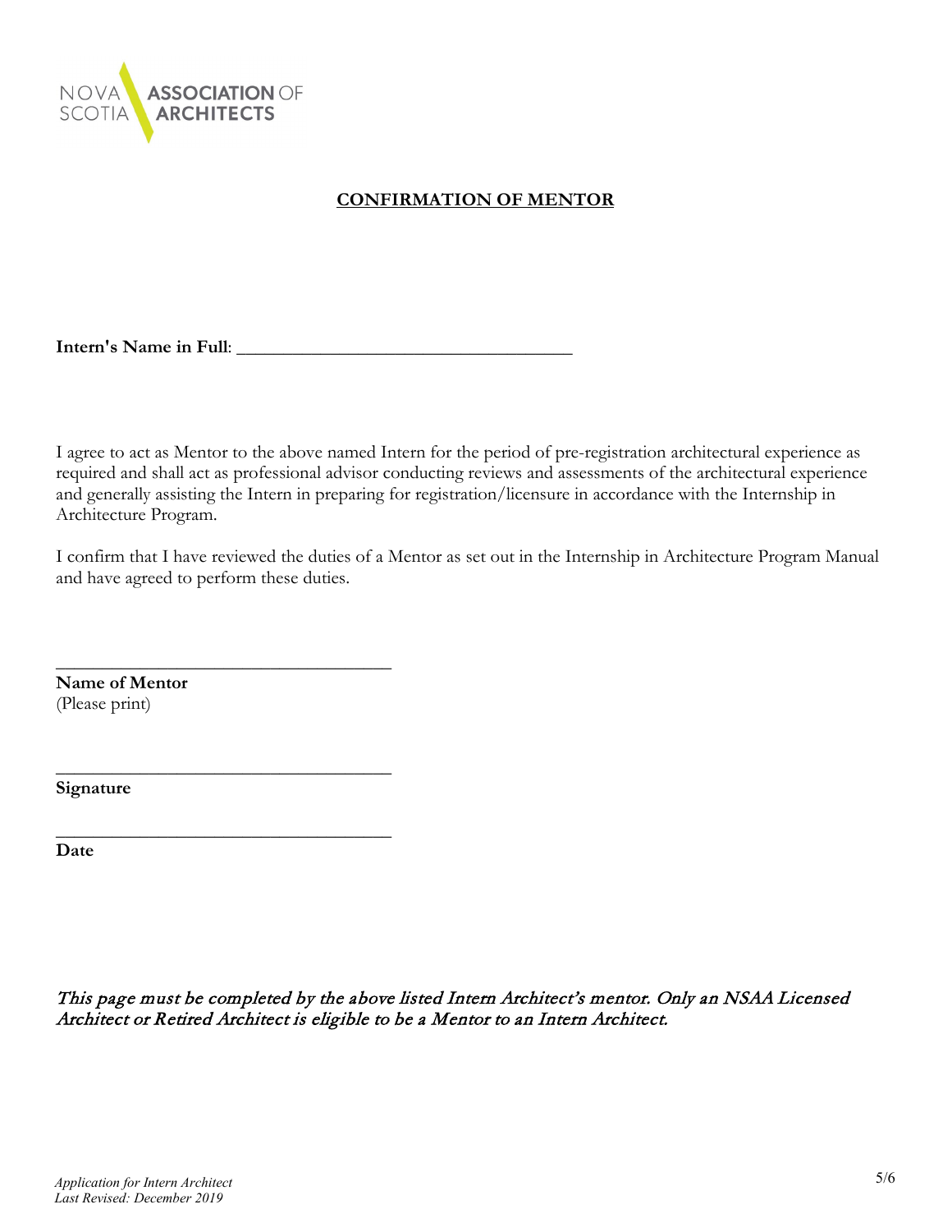NOVA SCOTIA **ASSOCIATION** OF **ARCHITECTS**

## CONFIRMATION OF MENTOR

**Intern's Name in Full**: ____________________________________

I agree to act as Mentor to the above named Intern for the period of pre-registration architectural experience as required and shall act as professional advisor conducting reviews and assessments of the architectural experience and generally assisting the Intern in preparing for registration/licensure in accordance with the Internship in Architecture Program.

I confirm that I have reviewed the duties of a Mentor as set out in the Internship in Architecture Program Manual and have agreed to perform these duties.

____________________________________
**Name of Mentor**
(Please print)

____________________________________
**Signature**

____________________________________
**Date**

*This page must be completed by the above listed Intern Architect's mentor. Only an NSAA Licensed Architect or Retired Architect is eligible to be a Mentor to an Intern Architect.*

*Application for Intern Architect*
*Last Revised: December 2019*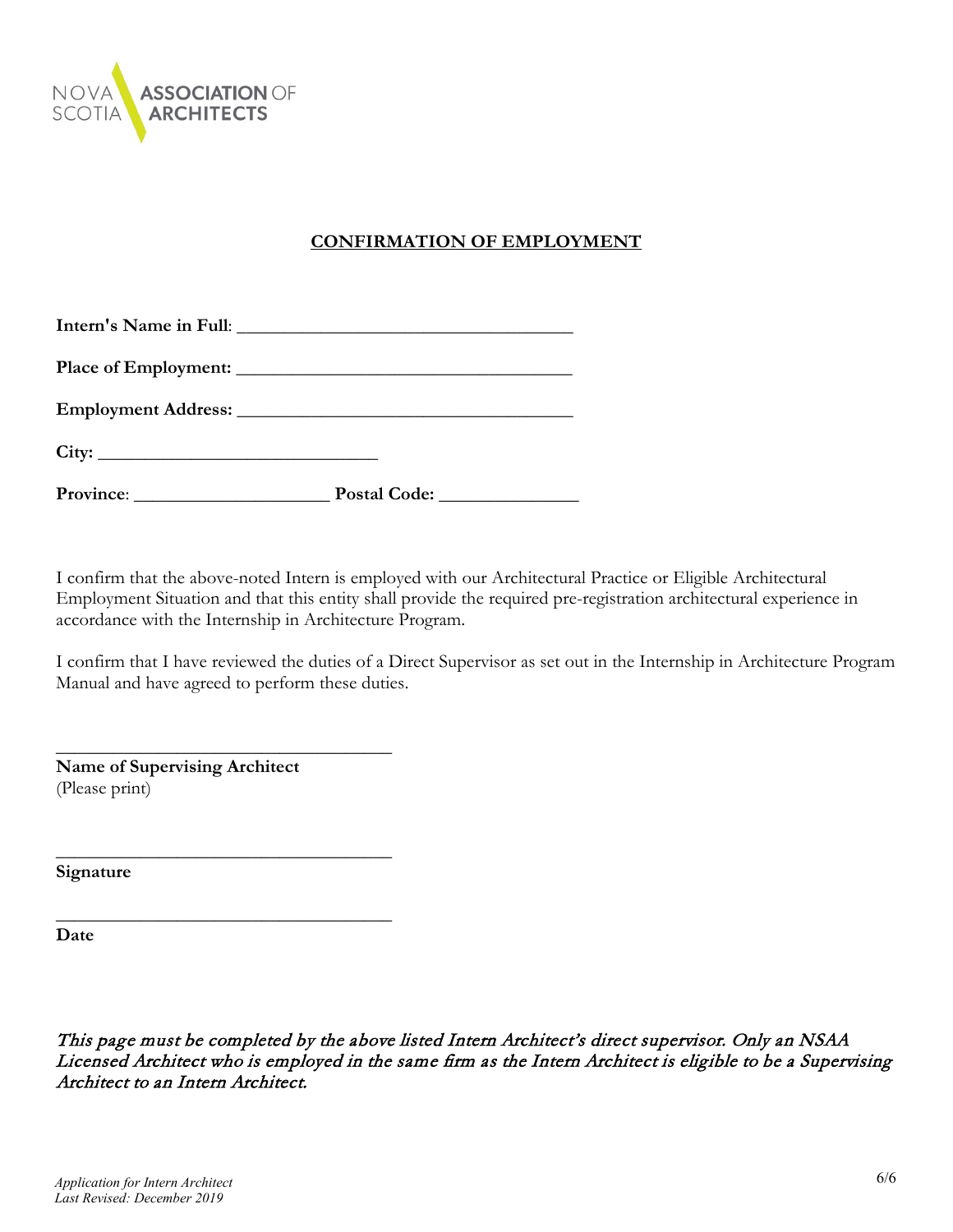NOVA SCOTIA **ASSOCIATION** OF **ARCHITECTS**

## CONFIRMATION OF EMPLOYMENT

**Intern's Name in Full**: ____________________________________

**Place of Employment:** ____________________________________

**Employment Address:** ____________________________________

**City:** ______________________________

**Province**: _____________________ **Postal Code:** _______________

I confirm that the above-noted Intern is employed with our Architectural Practice or Eligible Architectural Employment Situation and that this entity shall provide the required pre-registration architectural experience in accordance with the Internship in Architecture Program.

I confirm that I have reviewed the duties of a Direct Supervisor as set out in the Internship in Architecture Program Manual and have agreed to perform these duties.

_____________________________________
**Name of Supervising Architect**
(Please print)

_____________________________________
**Signature**

_____________________________________
**Date**

*This page must be completed by the above listed Intern Architect's direct supervisor. Only an NSAA Licensed Architect who is employed in the same firm as the Intern Architect is eligible to be a Supervising Architect to an Intern Architect.*

*Application for Intern Architect*
*Last Revised: December 2019*